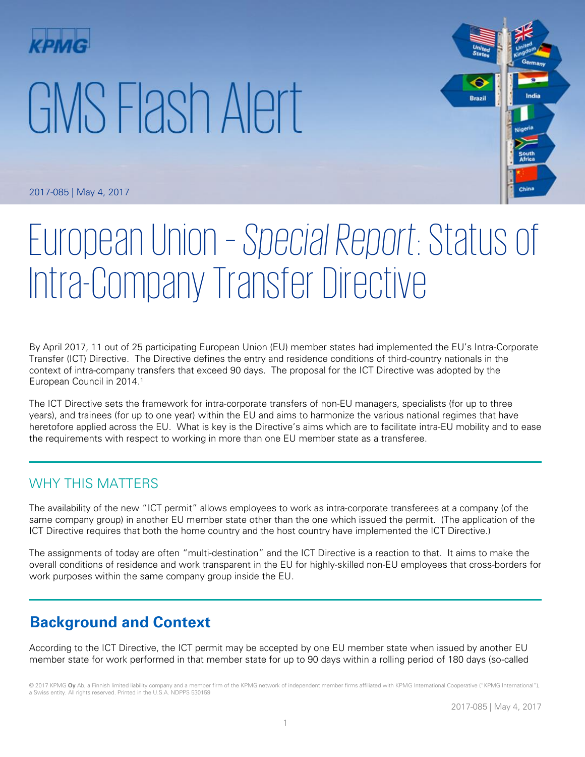KPMG

# GMS Flash Alert

2017-085 | May 4, 2017

# European Union – *Special Report*: Status of Intra-Company Transfer Directive

By April 2017, 11 out of 25 participating European Union (EU) member states had implemented the EU's Intra-Corporate Transfer (ICT) Directive. The Directive defines the entry and residence conditions of third-country nationals in the context of intra-company transfers that exceed 90 days. The proposal for the ICT Directive was adopted by the European Council in 2014.[1]

The ICT Directive sets the framework for intra-corporate transfers of non-EU managers, specialists (for up to three years), and trainees (for up to one year) within the EU and aims to harmonize the various national regimes that have heretofore applied across the EU. What is key is the Directive's aims which are to facilitate intra-EU mobility and to ease the requirements with respect to working in more than one EU member state as a transferee.

## WHY THIS MATTERS

The availability of the new "ICT permit" allows employees to work as intra-corporate transferees at a company (of the same company group) in another EU member state other than the one which issued the permit. (The application of the ICT Directive requires that both the home country and the host country have implemented the ICT Directive.)

The assignments of today are often "multi-destination" and the ICT Directive is a reaction to that. It aims to make the overall conditions of residence and work transparent in the EU for highly-skilled non-EU employees that cross-borders for work purposes within the same company group inside the EU.

## Background and Context

According to the ICT Directive, the ICT permit may be accepted by one EU member state when issued by another EU member state for work performed in that member state for up to 90 days within a rolling period of 180 days (so-called

© 2017 KPMG Oy Ab, a Finnish limited liability company and a member firm of the KPMG network of independent member firms affiliated with KPMG International Cooperative ("KPMG International"), a Swiss entity. All rights reserved. Printed in the U.S.A. NDPPS 530159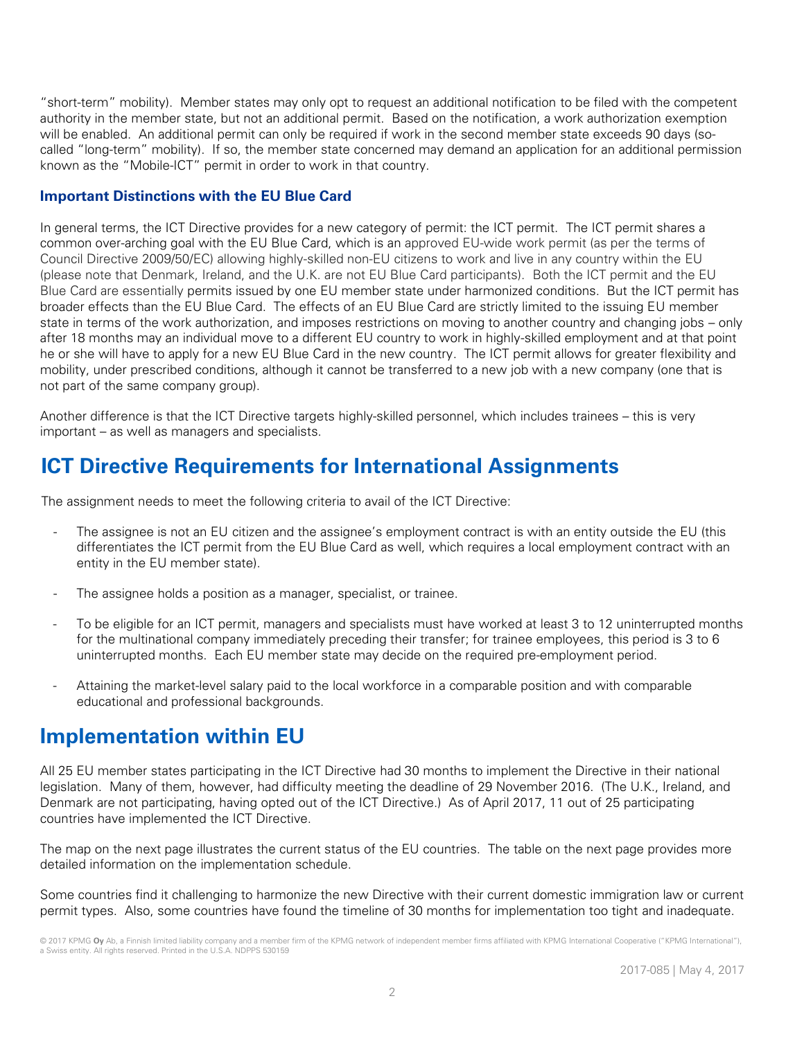"short-term" mobility). Member states may only opt to request an additional notification to be filed with the competent authority in the member state, but not an additional permit. Based on the notification, a work authorization exemption will be enabled. An additional permit can only be required if work in the second member state exceeds 90 days (so-called "long-term" mobility). If so, the member state concerned may demand an application for an additional permission known as the "Mobile-ICT" permit in order to work in that country.

### Important Distinctions with the EU Blue Card

In general terms, the ICT Directive provides for a new category of permit: the ICT permit. The ICT permit shares a common over-arching goal with the EU Blue Card, which is an approved EU-wide work permit (as per the terms of Council Directive 2009/50/EC) allowing highly-skilled non-EU citizens to work and live in any country within the EU (please note that Denmark, Ireland, and the U.K. are not EU Blue Card participants). Both the ICT permit and the EU Blue Card are essentially permits issued by one EU member state under harmonized conditions. But the ICT permit has broader effects than the EU Blue Card. The effects of an EU Blue Card are strictly limited to the issuing EU member state in terms of the work authorization, and imposes restrictions on moving to another country and changing jobs – only after 18 months may an individual move to a different EU country to work in highly-skilled employment and at that point he or she will have to apply for a new EU Blue Card in the new country. The ICT permit allows for greater flexibility and mobility, under prescribed conditions, although it cannot be transferred to a new job with a new company (one that is not part of the same company group).

Another difference is that the ICT Directive targets highly-skilled personnel, which includes trainees – this is very important – as well as managers and specialists.

## ICT Directive Requirements for International Assignments

The assignment needs to meet the following criteria to avail of the ICT Directive:

- The assignee is not an EU citizen and the assignee's employment contract is with an entity outside the EU (this differentiates the ICT permit from the EU Blue Card as well, which requires a local employment contract with an entity in the EU member state).
- The assignee holds a position as a manager, specialist, or trainee.
- To be eligible for an ICT permit, managers and specialists must have worked at least 3 to 12 uninterrupted months for the multinational company immediately preceding their transfer; for trainee employees, this period is 3 to 6 uninterrupted months. Each EU member state may decide on the required pre-employment period.
- Attaining the market-level salary paid to the local workforce in a comparable position and with comparable educational and professional backgrounds.

## Implementation within EU

All 25 EU member states participating in the ICT Directive had 30 months to implement the Directive in their national legislation. Many of them, however, had difficulty meeting the deadline of 29 November 2016. (The U.K., Ireland, and Denmark are not participating, having opted out of the ICT Directive.) As of April 2017, 11 out of 25 participating countries have implemented the ICT Directive.

The map on the next page illustrates the current status of the EU countries. The table on the next page provides more detailed information on the implementation schedule.

Some countries find it challenging to harmonize the new Directive with their current domestic immigration law or current permit types. Also, some countries have found the timeline of 30 months for implementation too tight and inadequate.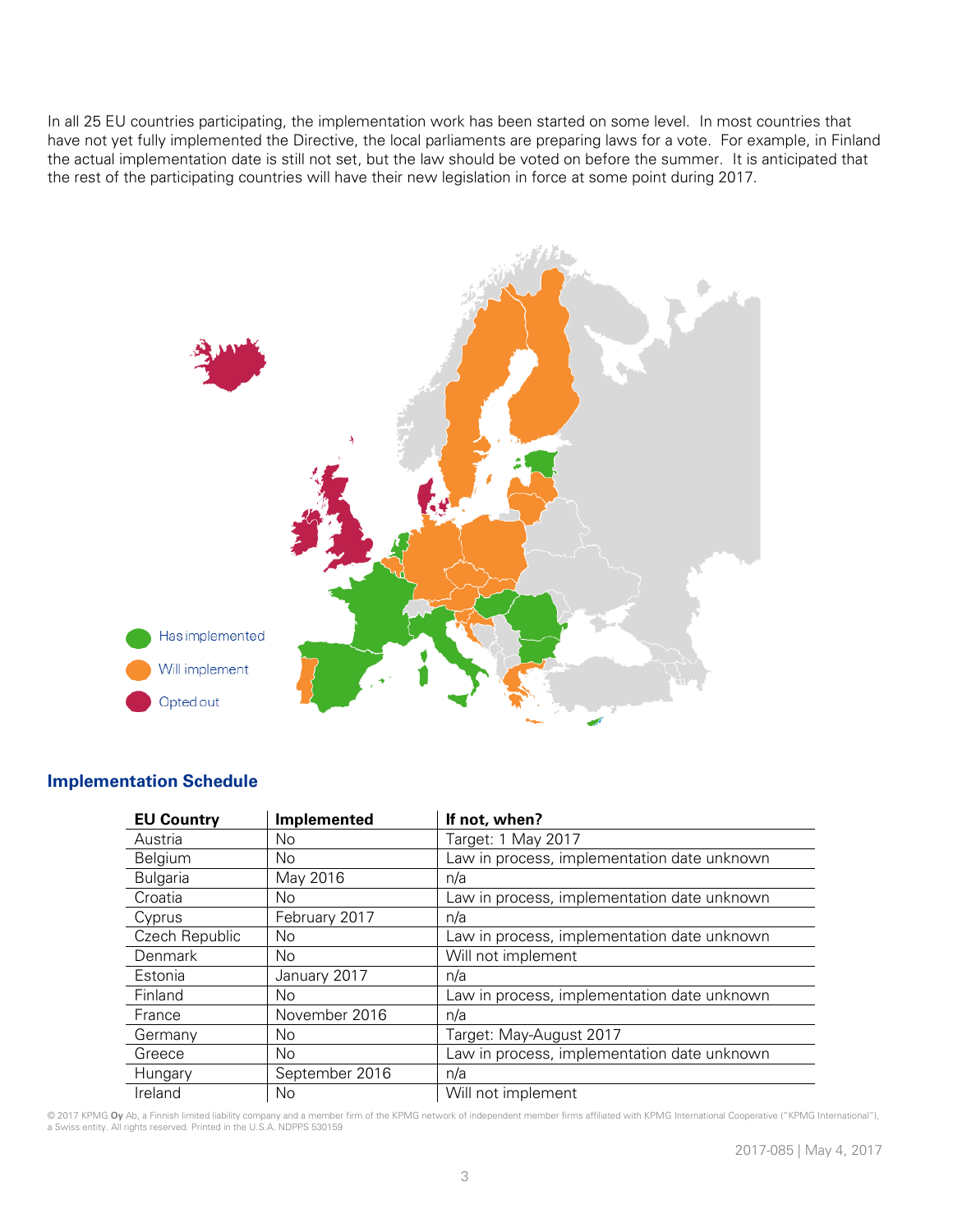In all 25 EU countries participating, the implementation work has been started on some level. In most countries that have not yet fully implemented the Directive, the local parliaments are preparing laws for a vote. For example, in Finland the actual implementation date is still not set, but the law should be voted on before the summer. It is anticipated that the rest of the participating countries will have their new legislation in force at some point during 2017.

Has implemented

Will implement

Opted out

## Implementation Schedule

| EU Country | Implemented | If not, when? |
|---|---|---|
| Austria | No | Target: 1 May 2017 |
| Belgium | No | Law in process, implementation date unknown |
| Bulgaria | May 2016 | n/a |
| Croatia | No | Law in process, implementation date unknown |
| Cyprus | February 2017 | n/a |
| Czech Republic | No | Law in process, implementation date unknown |
| Denmark | No | Will not implement |
| Estonia | January 2017 | n/a |
| Finland | No | Law in process, implementation date unknown |
| France | November 2016 | n/a |
| Germany | No | Target: May-August 2017 |
| Greece | No | Law in process, implementation date unknown |
| Hungary | September 2016 | n/a |
| Ireland | No | Will not implement |

© 2017 KPMG **Oy** Ab, a Finnish limited liability company and a member firm of the KPMG network of independent member firms affiliated with KPMG International Cooperative ("KPMG International"), a Swiss entity. All rights reserved. Printed in the U.S.A. NDPPS 530159

2017-085 | May 4, 2017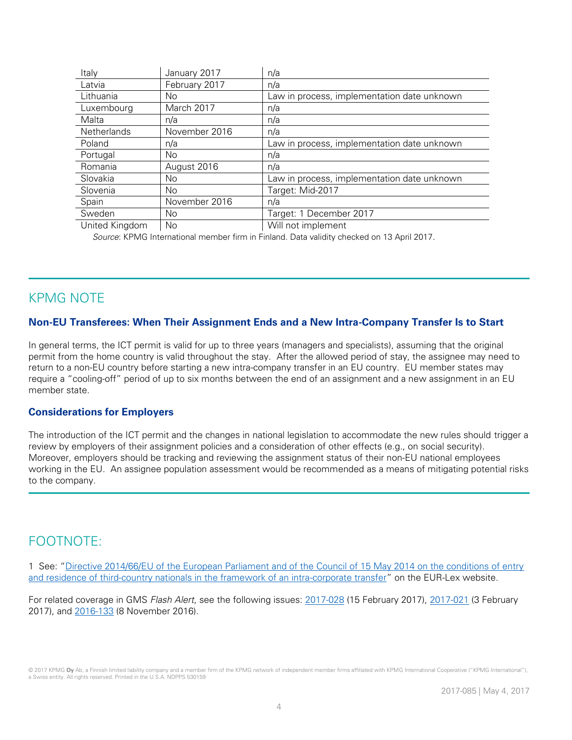| Italy | January 2017 | n/a |
|---|---|---|
| Latvia | February 2017 | n/a |
| Lithuania | No | Law in process, implementation date unknown |
| Luxembourg | March 2017 | n/a |
| Malta | n/a | n/a |
| Netherlands | November 2016 | n/a |
| Poland | n/a | Law in process, implementation date unknown |
| Portugal | No | n/a |
| Romania | August 2016 | n/a |
| Slovakia | No | Law in process, implementation date unknown |
| Slovenia | No | Target: Mid-2017 |
| Spain | November 2016 | n/a |
| Sweden | No | Target: 1 December 2017 |
| United Kingdom | No | Will not implement |

*Source*: KPMG International member firm in Finland. Data validity checked on 13 April 2017.

## KPMG NOTE

### Non-EU Transferees: When Their Assignment Ends and a New Intra-Company Transfer Is to Start

In general terms, the ICT permit is valid for up to three years (managers and specialists), assuming that the original permit from the home country is valid throughout the stay. After the allowed period of stay, the assignee may need to return to a non-EU country before starting a new intra-company transfer in an EU country. EU member states may require a "cooling-off" period of up to six months between the end of an assignment and a new assignment in an EU member state.

### Considerations for Employers

The introduction of the ICT permit and the changes in national legislation to accommodate the new rules should trigger a review by employers of their assignment policies and a consideration of other effects (e.g., on social security). Moreover, employers should be tracking and reviewing the assignment status of their non-EU national employees working in the EU. An assignee population assessment would be recommended as a means of mitigating potential risks to the company.

## FOOTNOTE:

1 See: "Directive 2014/66/EU of the European Parliament and of the Council of 15 May 2014 on the conditions of entry and residence of third-country nationals in the framework of an intra-corporate transfer" on the EUR-Lex website.

For related coverage in GMS *Flash Alert*, see the following issues: 2017-028 (15 February 2017), 2017-021 (3 February 2017), and 2016-133 (8 November 2016).

© 2017 KPMG Oy Ab, a Finnish limited liability company and a member firm of the KPMG network of independent member firms affiliated with KPMG International Cooperative ("KPMG International"), a Swiss entity. All rights reserved. Printed in the U.S.A. NDPPS 530159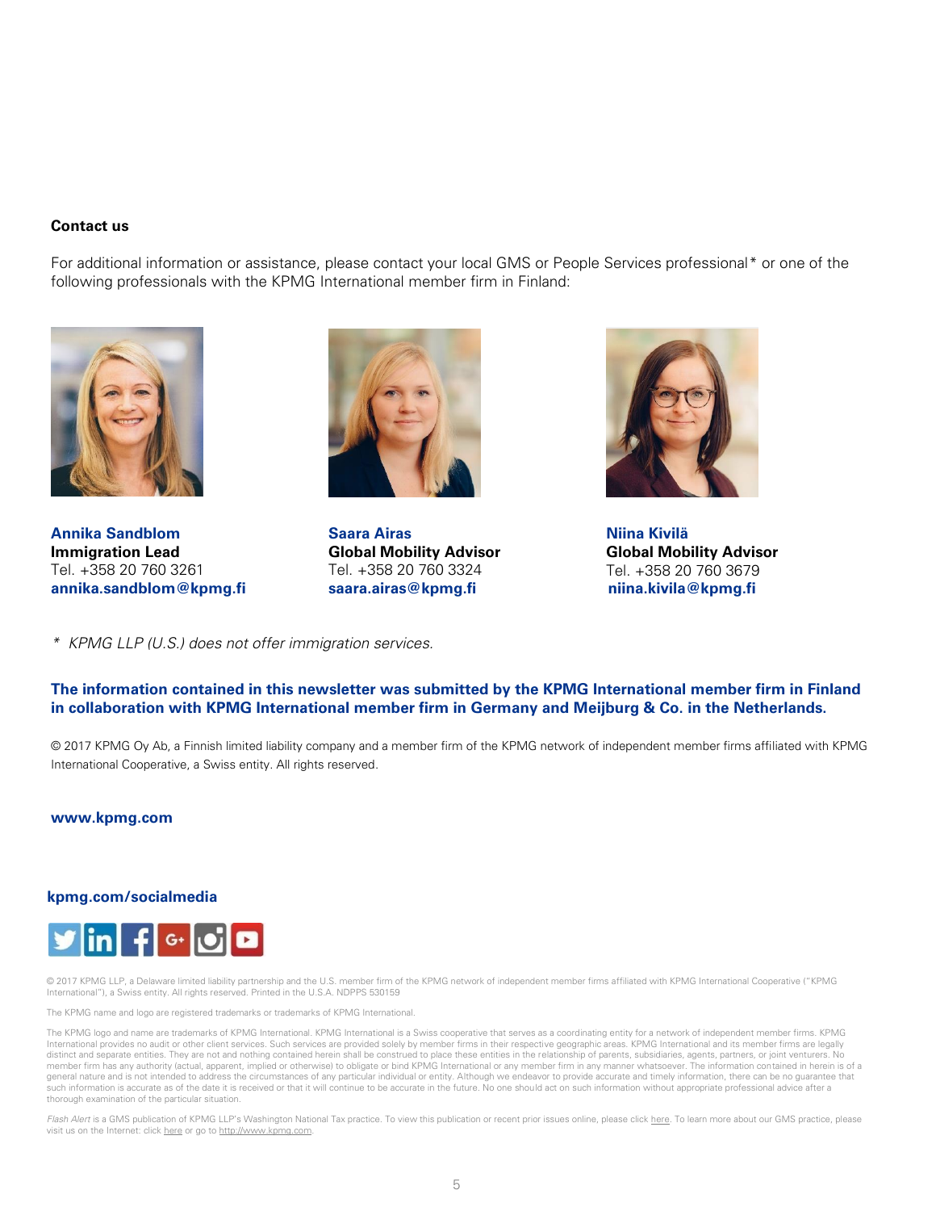**Contact us**

For additional information or assistance, please contact your local GMS or People Services professional* or one of the following professionals with the KPMG International member firm in Finland:

**Annika Sandblom**
**Immigration Lead**
Tel. +358 20 760 3261
**annika.sandblom@kpmg.fi**

**Saara Airas**
**Global Mobility Advisor**
Tel. +358 20 760 3324
**saara.airas@kpmg.fi**

**Niina Kivilä**
**Global Mobility Advisor**
Tel. +358 20 760 3679
**niina.kivila@kpmg.fi**

* *KPMG LLP (U.S.) does not offer immigration services.*

**The information contained in this newsletter was submitted by the KPMG International member firm in Finland in collaboration with KPMG International member firm in Germany and Meijburg & Co. in the Netherlands.**

© 2017 KPMG Oy Ab, a Finnish limited liability company and a member firm of the KPMG network of independent member firms affiliated with KPMG International Cooperative, a Swiss entity. All rights reserved.

**www.kpmg.com**

**kpmg.com/socialmedia**

© 2017 KPMG LLP, a Delaware limited liability partnership and the U.S. member firm of the KPMG network of independent member firms affiliated with KPMG International Cooperative ("KPMG International"), a Swiss entity. All rights reserved. Printed in the U.S.A. NDPPS 530159

The KPMG name and logo are registered trademarks or trademarks of KPMG International.

The KPMG logo and name are trademarks of KPMG International. KPMG International is a Swiss cooperative that serves as a coordinating entity for a network of independent member firms. KPMG International provides no audit or other client services. Such services are provided solely by member firms in their respective geographic areas. KPMG International and its member firms are legally distinct and separate entities. They are not and nothing contained herein shall be construed to place these entities in the relationship of parents, subsidiaries, agents, partners, or joint venturers. No member firm has any authority (actual, apparent, implied or otherwise) to obligate or bind KPMG International or any member firm in any manner whatsoever. The information contained in herein is of a general nature and is not intended to address the circumstances of any particular individual or entity. Although we endeavor to provide accurate and timely information, there can be no guarantee that such information is accurate as of the date it is received or that it will continue to be accurate in the future. No one should act on such information without appropriate professional advice after a thorough examination of the particular situation.

*Flash Alert* is a GMS publication of KPMG LLP's Washington National Tax practice. To view this publication or recent prior issues online, please click here. To learn more about our GMS practice, please visit us on the Internet: click here or go to http://www.kpmg.com.